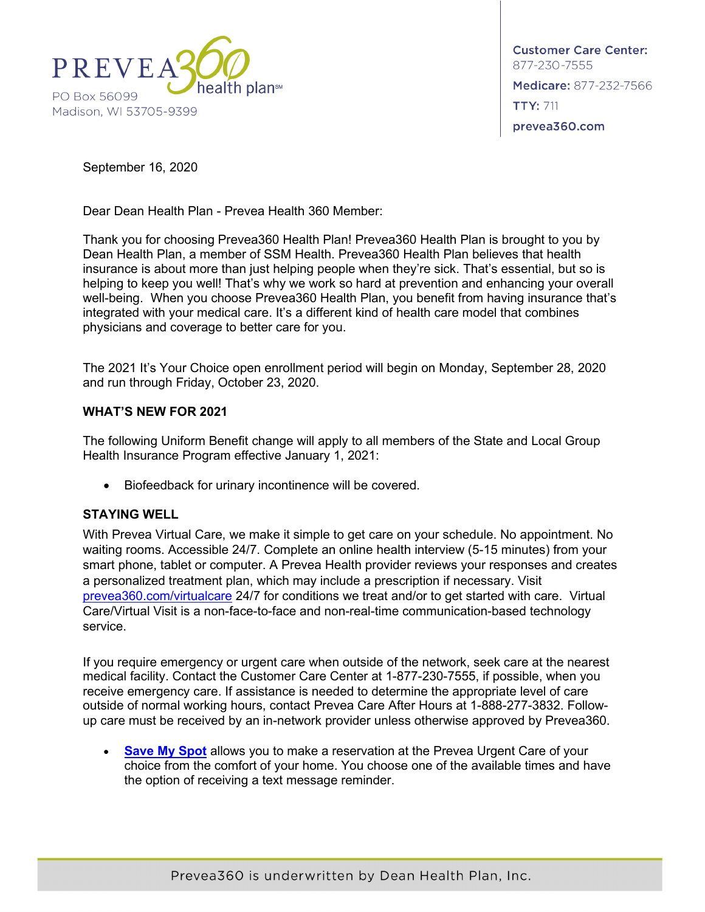PREVEA360 health plan℠

PO Box 56099
Madison, WI 53705-9399

**Customer Care Center:** 877-230-7555
**Medicare:** 877-232-7566
**TTY:** 711
**prevea360.com**

September 16, 2020

Dear Dean Health Plan - Prevea Health 360 Member:

Thank you for choosing Prevea360 Health Plan! Prevea360 Health Plan is brought to you by Dean Health Plan, a member of SSM Health. Prevea360 Health Plan believes that health insurance is about more than just helping people when they're sick. That's essential, but so is helping to keep you well! That's why we work so hard at prevention and enhancing your overall well-being. When you choose Prevea360 Health Plan, you benefit from having insurance that's integrated with your medical care. It's a different kind of health care model that combines physicians and coverage to better care for you.

The 2021 It's Your Choice open enrollment period will begin on Monday, September 28, 2020 and run through Friday, October 23, 2020.

**WHAT'S NEW FOR 2021**

The following Uniform Benefit change will apply to all members of the State and Local Group Health Insurance Program effective January 1, 2021:

- Biofeedback for urinary incontinence will be covered.

**STAYING WELL**

With Prevea Virtual Care, we make it simple to get care on your schedule. No appointment. No waiting rooms. Accessible 24/7. Complete an online health interview (5-15 minutes) from your smart phone, tablet or computer. A Prevea Health provider reviews your responses and creates a personalized treatment plan, which may include a prescription if necessary. Visit prevea360.com/virtualcare 24/7 for conditions we treat and/or to get started with care. Virtual Care/Virtual Visit is a non-face-to-face and non-real-time communication-based technology service.

If you require emergency or urgent care when outside of the network, seek care at the nearest medical facility. Contact the Customer Care Center at 1-877-230-7555, if possible, when you receive emergency care. If assistance is needed to determine the appropriate level of care outside of normal working hours, contact Prevea Care After Hours at 1-888-277-3832. Follow-up care must be received by an in-network provider unless otherwise approved by Prevea360.

- **Save My Spot** allows you to make a reservation at the Prevea Urgent Care of your choice from the comfort of your home. You choose one of the available times and have the option of receiving a text message reminder.

Prevea360 is underwritten by Dean Health Plan, Inc.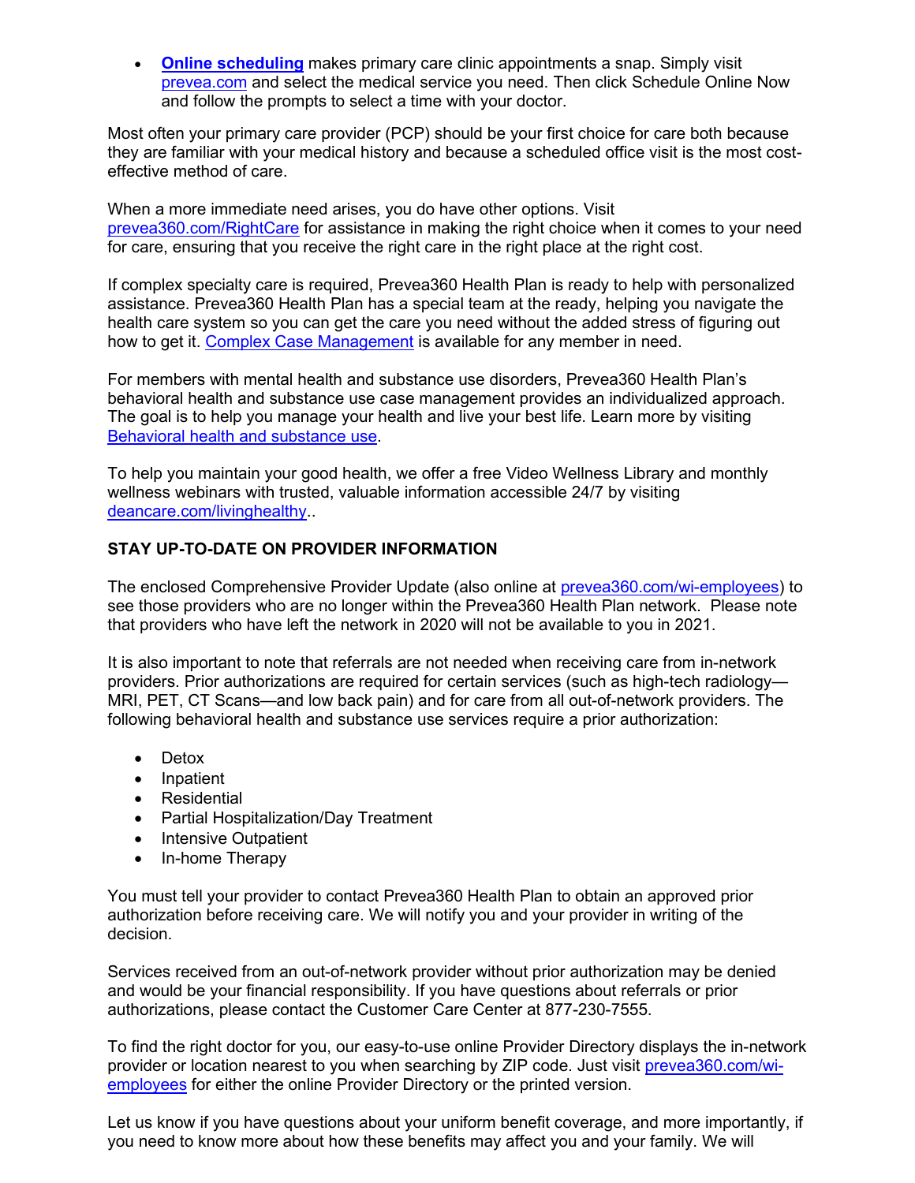- **Online scheduling** makes primary care clinic appointments a snap. Simply visit prevea.com and select the medical service you need. Then click Schedule Online Now and follow the prompts to select a time with your doctor.

Most often your primary care provider (PCP) should be your first choice for care both because they are familiar with your medical history and because a scheduled office visit is the most cost-effective method of care.

When a more immediate need arises, you do have other options. Visit prevea360.com/RightCare for assistance in making the right choice when it comes to your need for care, ensuring that you receive the right care in the right place at the right cost.

If complex specialty care is required, Prevea360 Health Plan is ready to help with personalized assistance. Prevea360 Health Plan has a special team at the ready, helping you navigate the health care system so you can get the care you need without the added stress of figuring out how to get it. Complex Case Management is available for any member in need.

For members with mental health and substance use disorders, Prevea360 Health Plan's behavioral health and substance use case management provides an individualized approach. The goal is to help you manage your health and live your best life. Learn more by visiting Behavioral health and substance use.

To help you maintain your good health, we offer a free Video Wellness Library and monthly wellness webinars with trusted, valuable information accessible 24/7 by visiting deancare.com/livinghealthy..

**STAY UP-TO-DATE ON PROVIDER INFORMATION**

The enclosed Comprehensive Provider Update (also online at prevea360.com/wi-employees) to see those providers who are no longer within the Prevea360 Health Plan network. Please note that providers who have left the network in 2020 will not be available to you in 2021.

It is also important to note that referrals are not needed when receiving care from in-network providers. Prior authorizations are required for certain services (such as high-tech radiology—MRI, PET, CT Scans—and low back pain) and for care from all out-of-network providers. The following behavioral health and substance use services require a prior authorization:

- Detox
- Inpatient
- Residential
- Partial Hospitalization/Day Treatment
- Intensive Outpatient
- In-home Therapy

You must tell your provider to contact Prevea360 Health Plan to obtain an approved prior authorization before receiving care. We will notify you and your provider in writing of the decision.

Services received from an out-of-network provider without prior authorization may be denied and would be your financial responsibility. If you have questions about referrals or prior authorizations, please contact the Customer Care Center at 877-230-7555.

To find the right doctor for you, our easy-to-use online Provider Directory displays the in-network provider or location nearest to you when searching by ZIP code. Just visit prevea360.com/wi-employees for either the online Provider Directory or the printed version.

Let us know if you have questions about your uniform benefit coverage, and more importantly, if you need to know more about how these benefits may affect you and your family. We will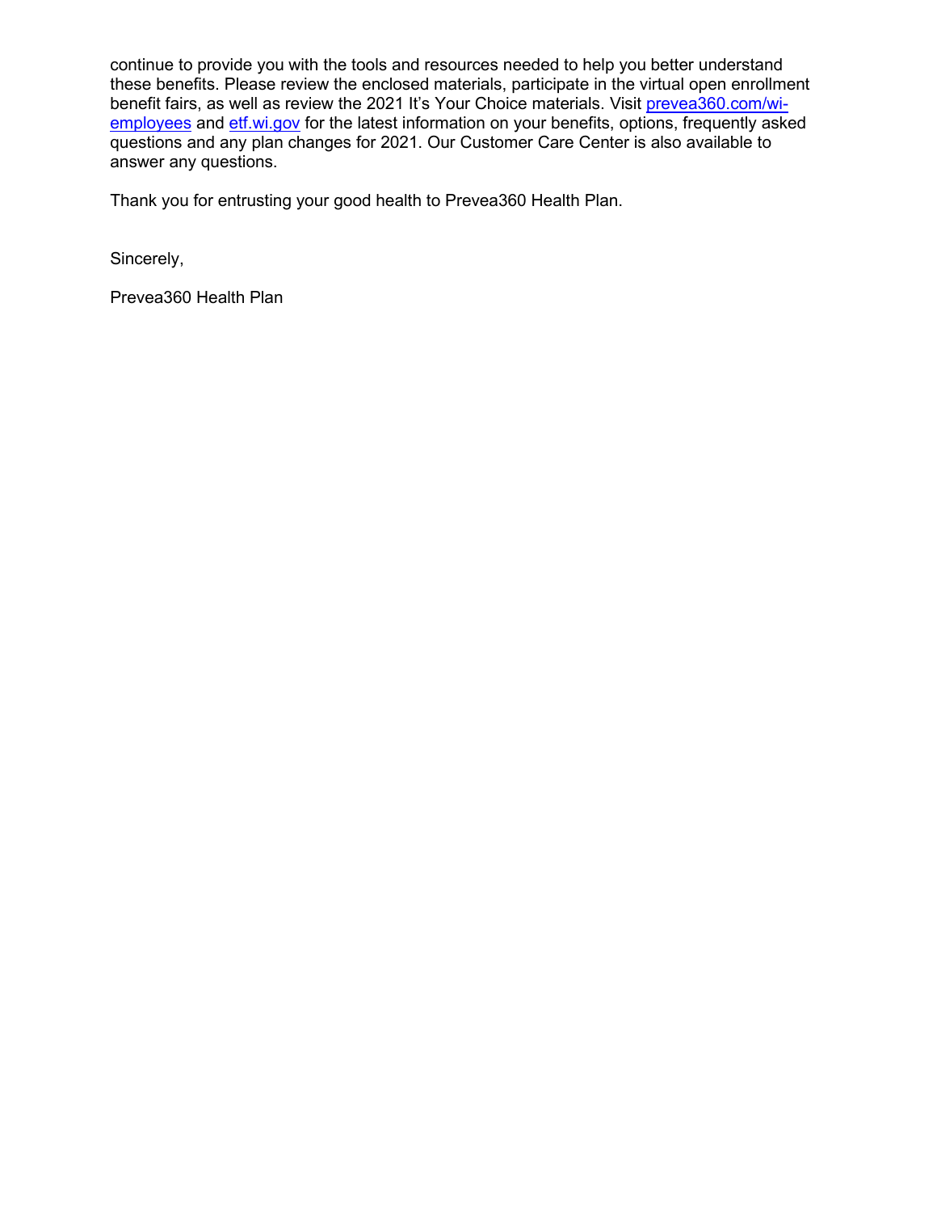continue to provide you with the tools and resources needed to help you better understand these benefits. Please review the enclosed materials, participate in the virtual open enrollment benefit fairs, as well as review the 2021 It's Your Choice materials. Visit [prevea360.com/wi-employees](prevea360.com/wi-employees) and [etf.wi.gov](etf.wi.gov) for the latest information on your benefits, options, frequently asked questions and any plan changes for 2021. Our Customer Care Center is also available to answer any questions.

Thank you for entrusting your good health to Prevea360 Health Plan.

Sincerely,

Prevea360 Health Plan